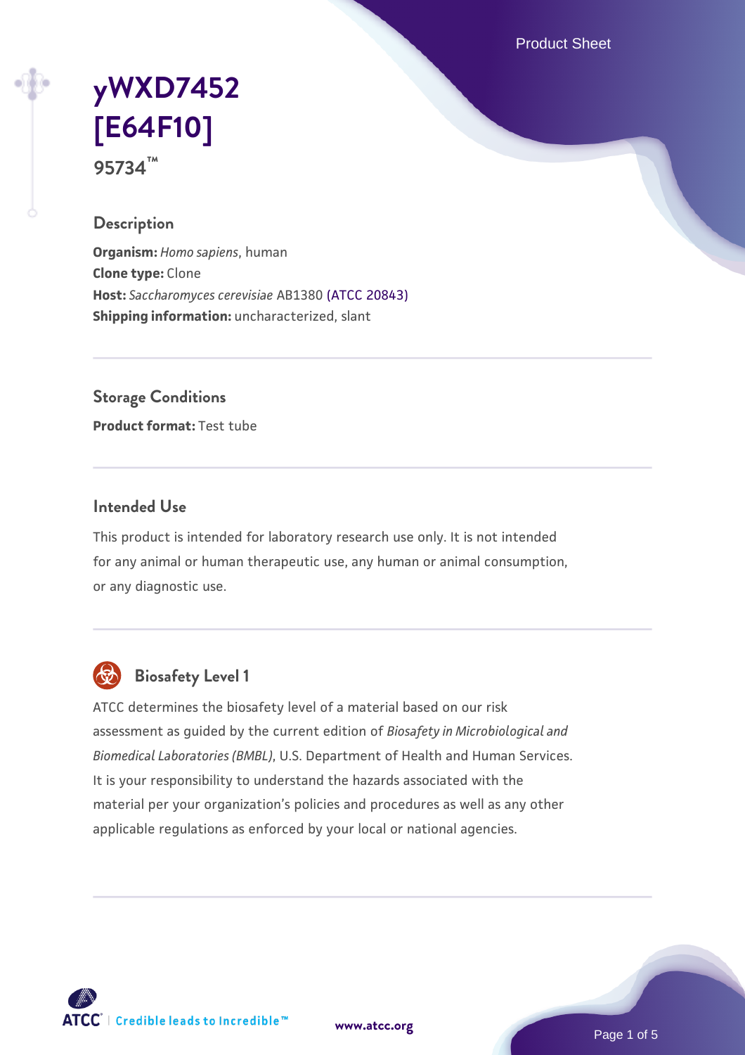# yWXD7452 [E64F10]

95734™

## Description

**Organism:** *Homo sapiens*, human
**Clone type:** Clone
**Host:** *Saccharomyces cerevisiae* AB1380 (ATCC 20843)
**Shipping information:** uncharacterized, slant

## Storage Conditions

**Product format:** Test tube

## Intended Use

This product is intended for laboratory research use only. It is not intended for any animal or human therapeutic use, any human or animal consumption, or any diagnostic use.

## Biosafety Level 1

ATCC determines the biosafety level of a material based on our risk assessment as guided by the current edition of *Biosafety in Microbiological and Biomedical Laboratories (BMBL)*, U.S. Department of Health and Human Services. It is your responsibility to understand the hazards associated with the material per your organization's policies and procedures as well as any other applicable regulations as enforced by your local or national agencies.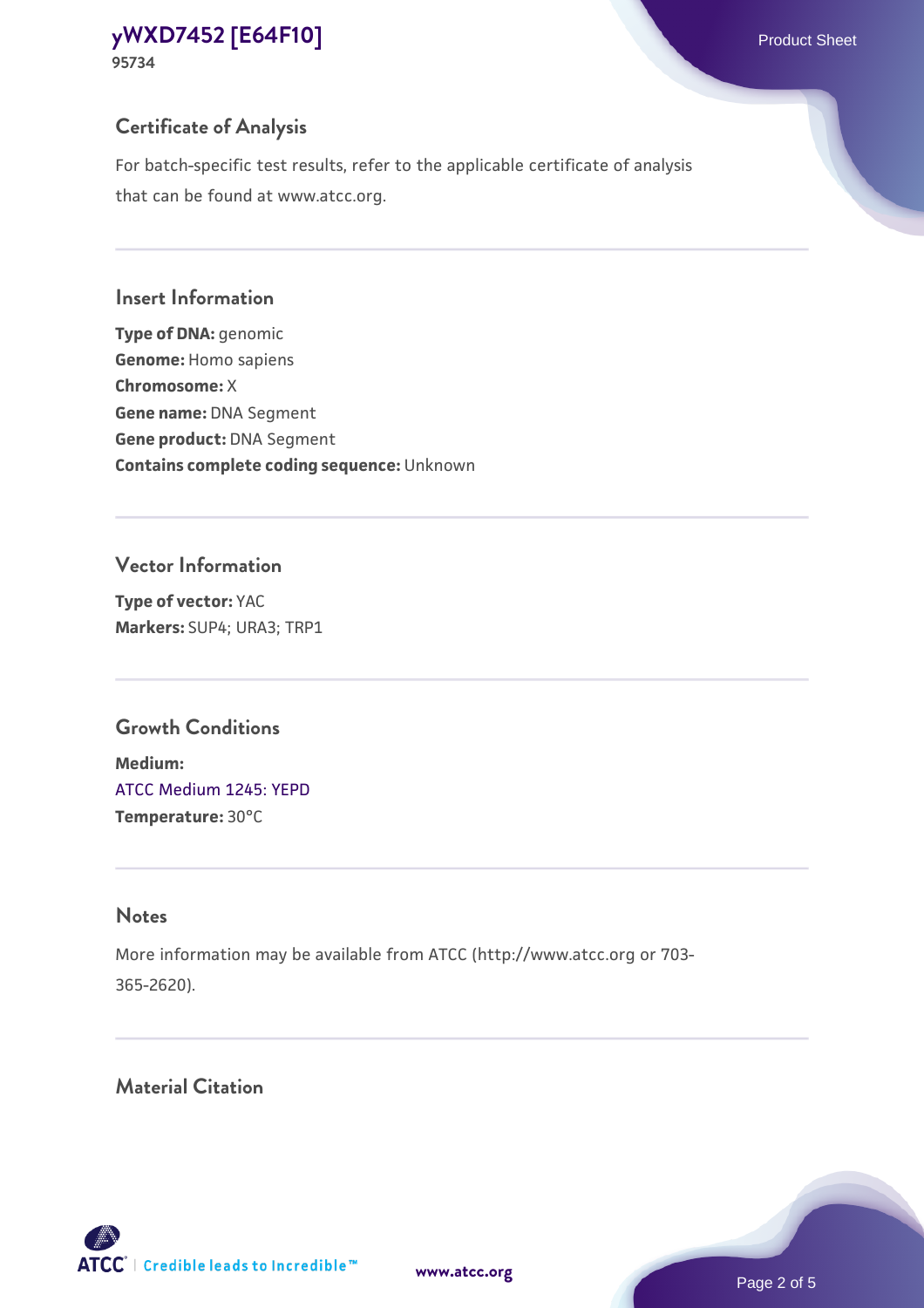## Certificate of Analysis

For batch-specific test results, refer to the applicable certificate of analysis that can be found at www.atcc.org.

## Insert Information

**Type of DNA:** genomic
**Genome:** Homo sapiens
**Chromosome:** X
**Gene name:** DNA Segment
**Gene product:** DNA Segment
**Contains complete coding sequence:** Unknown

## Vector Information

**Type of vector:** YAC
**Markers:** SUP4; URA3; TRP1

## Growth Conditions

**Medium:**
ATCC Medium 1245: YEPD
**Temperature:** 30°C

## Notes

More information may be available from ATCC (http://www.atcc.org or 703-365-2620).

## Material Citation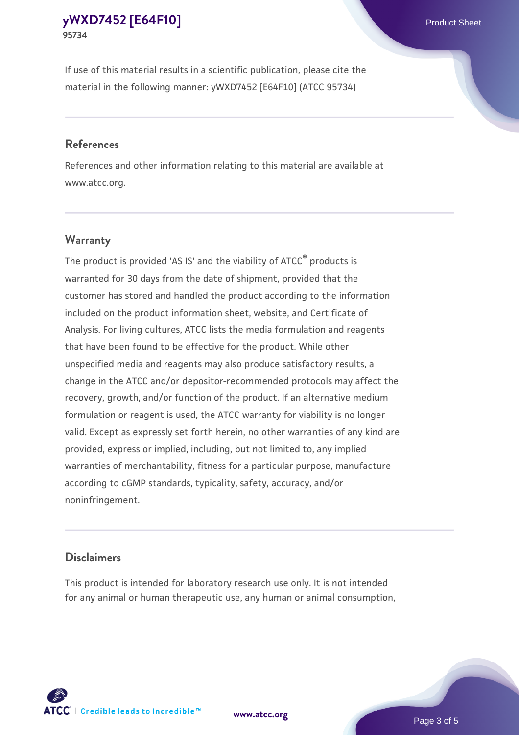If use of this material results in a scientific publication, please cite the material in the following manner: yWXD7452 [E64F10] (ATCC 95734)

## References

References and other information relating to this material are available at www.atcc.org.

## Warranty

The product is provided 'AS IS' and the viability of ATCC® products is warranted for 30 days from the date of shipment, provided that the customer has stored and handled the product according to the information included on the product information sheet, website, and Certificate of Analysis. For living cultures, ATCC lists the media formulation and reagents that have been found to be effective for the product. While other unspecified media and reagents may also produce satisfactory results, a change in the ATCC and/or depositor-recommended protocols may affect the recovery, growth, and/or function of the product. If an alternative medium formulation or reagent is used, the ATCC warranty for viability is no longer valid. Except as expressly set forth herein, no other warranties of any kind are provided, express or implied, including, but not limited to, any implied warranties of merchantability, fitness for a particular purpose, manufacture according to cGMP standards, typicality, safety, accuracy, and/or noninfringement.

## Disclaimers

This product is intended for laboratory research use only. It is not intended for any animal or human therapeutic use, any human or animal consumption,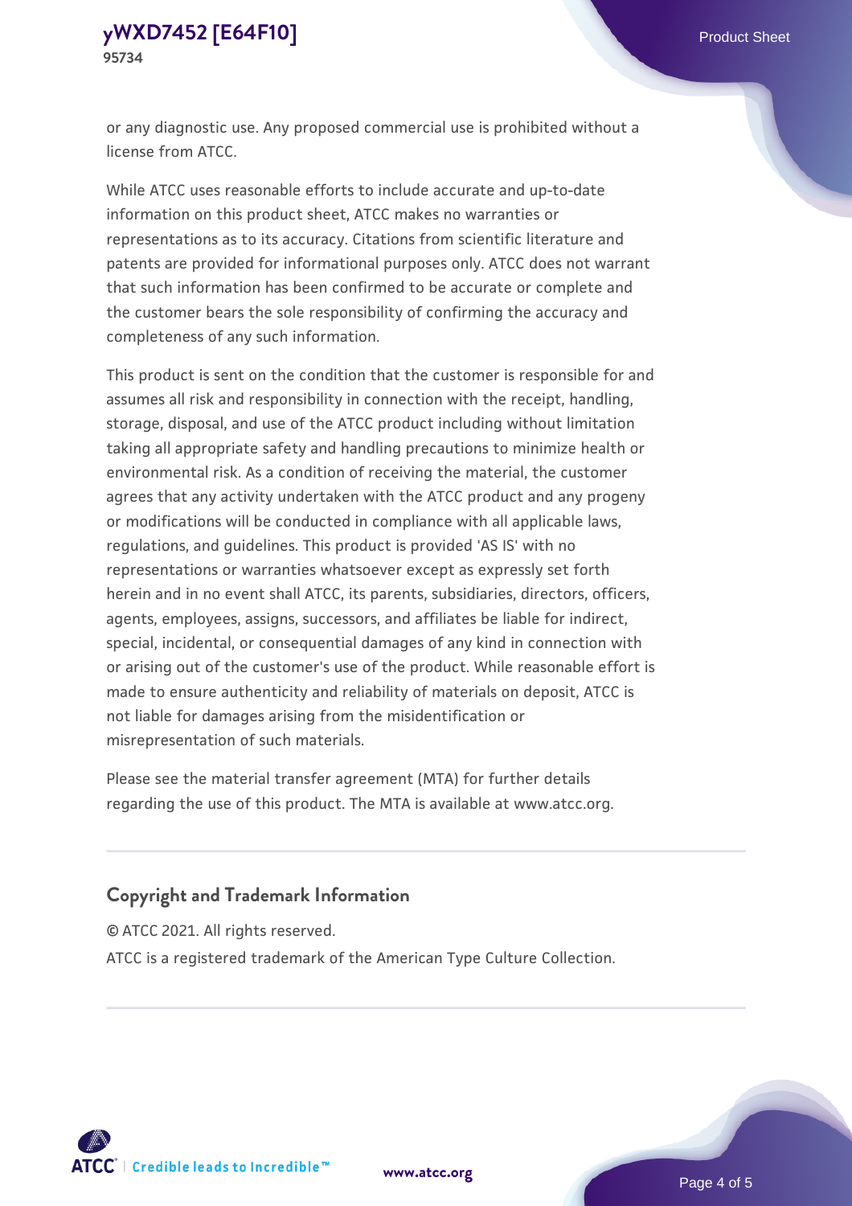or any diagnostic use. Any proposed commercial use is prohibited without a license from ATCC.

While ATCC uses reasonable efforts to include accurate and up-to-date information on this product sheet, ATCC makes no warranties or representations as to its accuracy. Citations from scientific literature and patents are provided for informational purposes only. ATCC does not warrant that such information has been confirmed to be accurate or complete and the customer bears the sole responsibility of confirming the accuracy and completeness of any such information.

This product is sent on the condition that the customer is responsible for and assumes all risk and responsibility in connection with the receipt, handling, storage, disposal, and use of the ATCC product including without limitation taking all appropriate safety and handling precautions to minimize health or environmental risk. As a condition of receiving the material, the customer agrees that any activity undertaken with the ATCC product and any progeny or modifications will be conducted in compliance with all applicable laws, regulations, and guidelines. This product is provided 'AS IS' with no representations or warranties whatsoever except as expressly set forth herein and in no event shall ATCC, its parents, subsidiaries, directors, officers, agents, employees, assigns, successors, and affiliates be liable for indirect, special, incidental, or consequential damages of any kind in connection with or arising out of the customer's use of the product. While reasonable effort is made to ensure authenticity and reliability of materials on deposit, ATCC is not liable for damages arising from the misidentification or misrepresentation of such materials.

Please see the material transfer agreement (MTA) for further details regarding the use of this product. The MTA is available at www.atcc.org.

## Copyright and Trademark Information

© ATCC 2021. All rights reserved.

ATCC is a registered trademark of the American Type Culture Collection.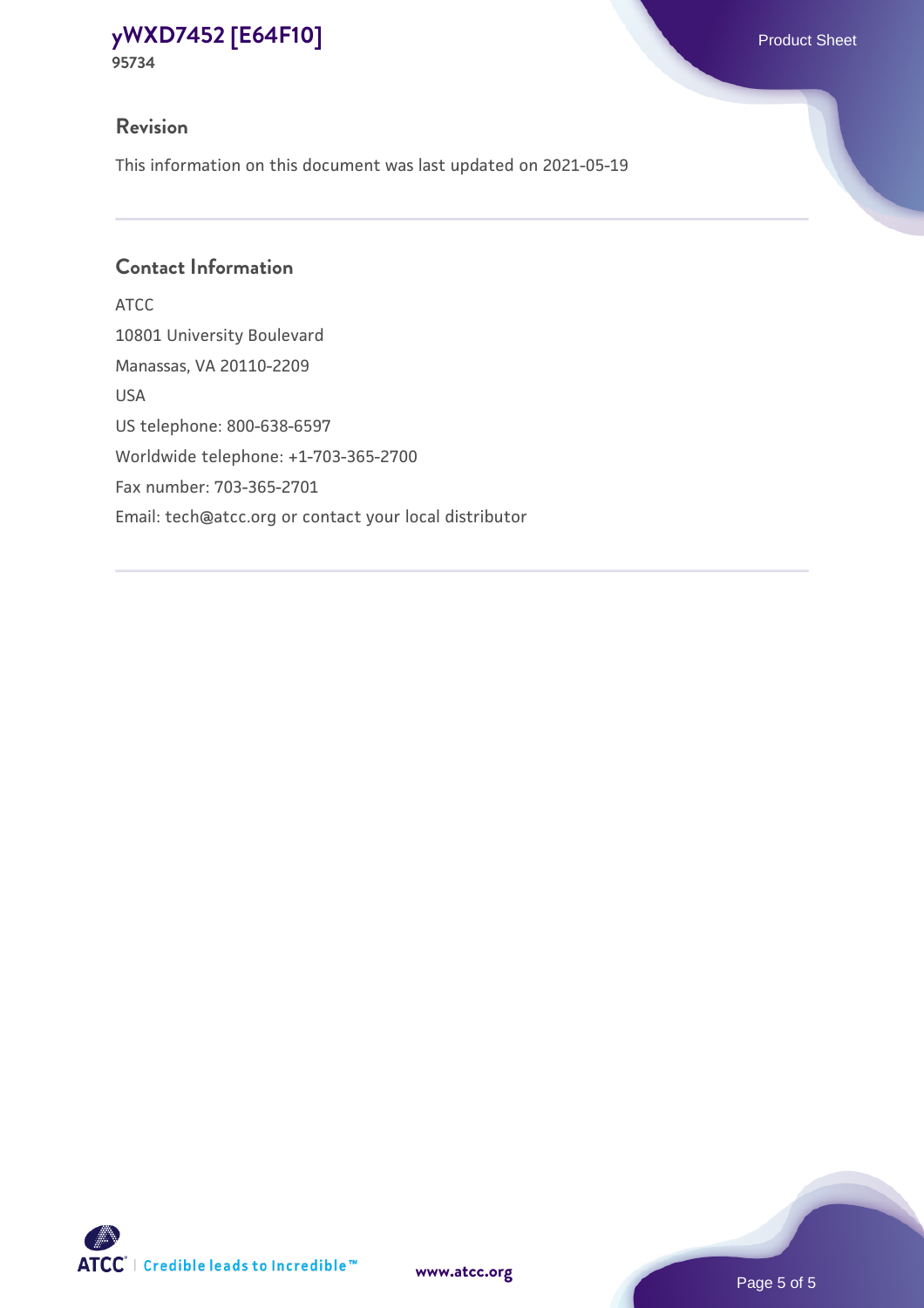## Revision

This information on this document was last updated on 2021-05-19

## Contact Information

ATCC
10801 University Boulevard
Manassas, VA 20110-2209
USA
US telephone: 800-638-6597
Worldwide telephone: +1-703-365-2700
Fax number: 703-365-2701
Email: tech@atcc.org or contact your local distributor